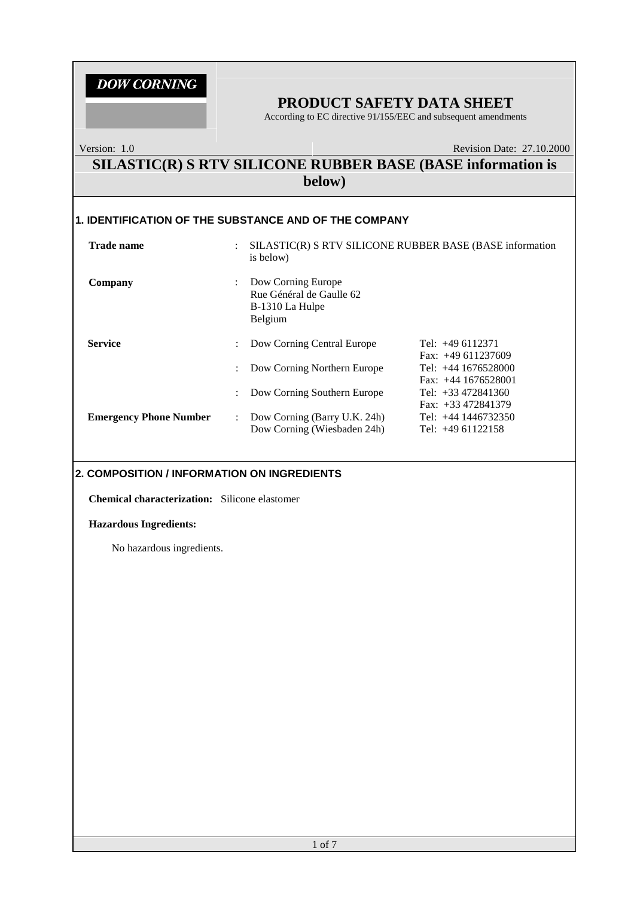**DOW CORNING**

# PRODUCT SAFETY DATA SHEET

According to EC directive 91/155/EEC and subsequent amendments

Version: 1.0 | Revision Date: 27.10.2000

## SILASTIC(R) S RTV SILICONE RUBBER BASE (BASE information is below)

### 1. IDENTIFICATION OF THE SUBSTANCE AND OF THE COMPANY

**Trade name** : SILASTIC(R) S RTV SILICONE RUBBER BASE (BASE information is below)

**Company** : Dow Corning Europe
Rue Général de Gaulle 62
B-1310 La Hulpe
Belgium

| | | |
|---|---|---|
| **Service** | : Dow Corning Central Europe | Tel: +49 6112371<br>Fax: +49 611237609 |
| | : Dow Corning Northern Europe | Tel: +44 1676528000<br>Fax: +44 1676528001 |
| | : Dow Corning Southern Europe | Tel: +33 472841360<br>Fax: +33 472841379 |
| **Emergency Phone Number** | : Dow Corning (Barry U.K. 24h)<br>Dow Corning (Wiesbaden 24h) | Tel: +44 1446732350<br>Tel: +49 61122158 |

### 2. COMPOSITION / INFORMATION ON INGREDIENTS

**Chemical characterization:** Silicone elastomer

**Hazardous Ingredients:**

No hazardous ingredients.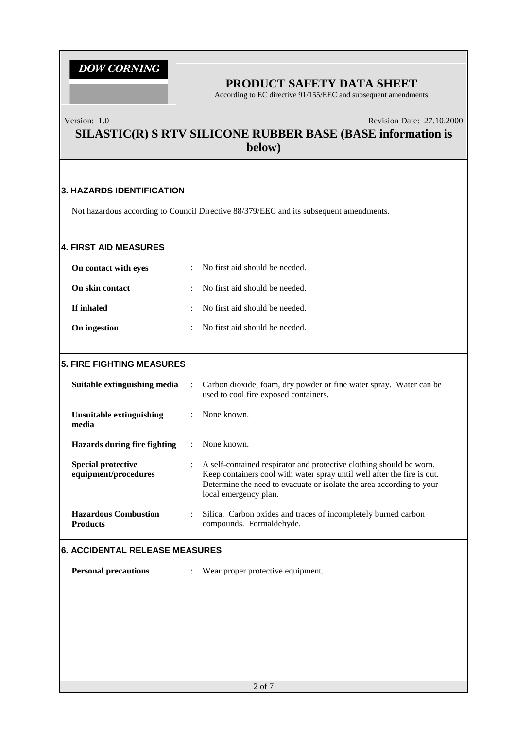## 3. HAZARDS IDENTIFICATION

Not hazardous according to Council Directive 88/379/EEC and its subsequent amendments.

## 4. FIRST AID MEASURES

| | |
|---|---|
| **On contact with eyes** | No first aid should be needed. |
| **On skin contact** | No first aid should be needed. |
| **If inhaled** | No first aid should be needed. |
| **On ingestion** | No first aid should be needed. |

## 5. FIRE FIGHTING MEASURES

| | |
|---|---|
| **Suitable extinguishing media** | Carbon dioxide, foam, dry powder or fine water spray. Water can be used to cool fire exposed containers. |
| **Unsuitable extinguishing media** | None known. |
| **Hazards during fire fighting** | None known. |
| **Special protective equipment/procedures** | A self-contained respirator and protective clothing should be worn. Keep containers cool with water spray until well after the fire is out. Determine the need to evacuate or isolate the area according to your local emergency plan. |
| **Hazardous Combustion Products** | Silica. Carbon oxides and traces of incompletely burned carbon compounds. Formaldehyde. |

## 6. ACCIDENTAL RELEASE MEASURES

| | |
|---|---|
| **Personal precautions** | Wear proper protective equipment. |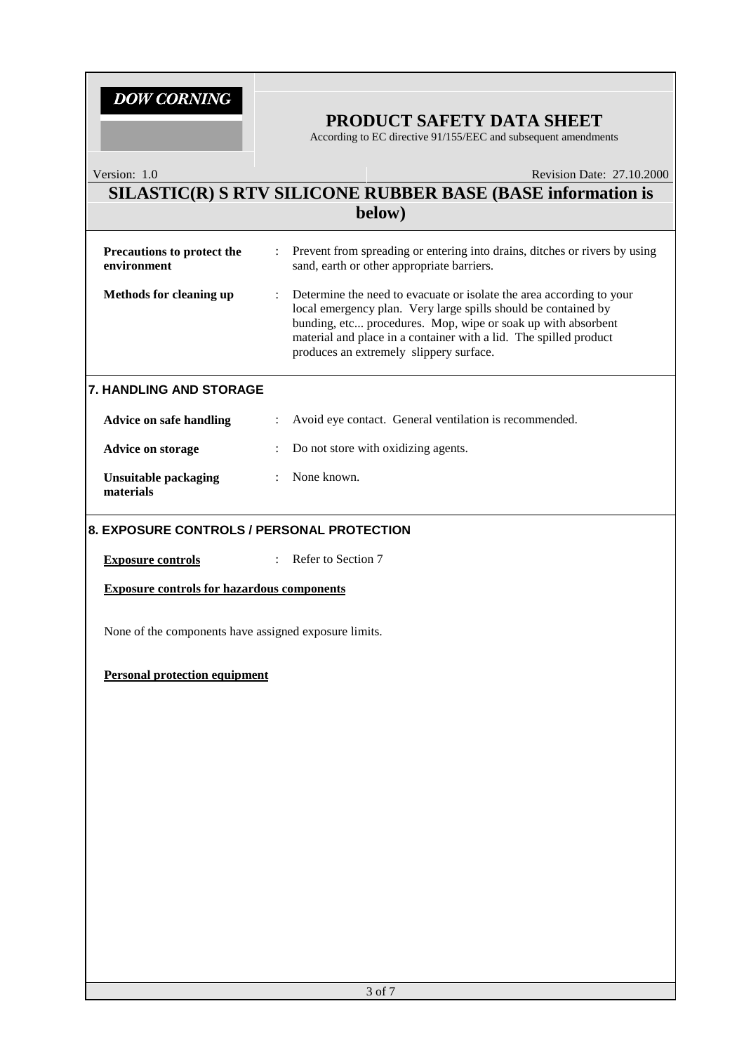| | | |
|---|---|---|
| **Precautions to protect the environment** | : | Prevent from spreading or entering into drains, ditches or rivers by using sand, earth or other appropriate barriers. |
| **Methods for cleaning up** | : | Determine the need to evacuate or isolate the area according to your local emergency plan. Very large spills should be contained by bunding, etc... procedures. Mop, wipe or soak up with absorbent material and place in a container with a lid. The spilled product produces an extremely slippery surface. |

## 7. HANDLING AND STORAGE

| | | |
|---|---|---|
| **Advice on safe handling** | : | Avoid eye contact. General ventilation is recommended. |
| **Advice on storage** | : | Do not store with oxidizing agents. |
| **Unsuitable packaging materials** | : | None known. |

## 8. EXPOSURE CONTROLS / PERSONAL PROTECTION

**Exposure controls** : Refer to Section 7

**Exposure controls for hazardous components**

None of the components have assigned exposure limits.

**Personal protection equipment**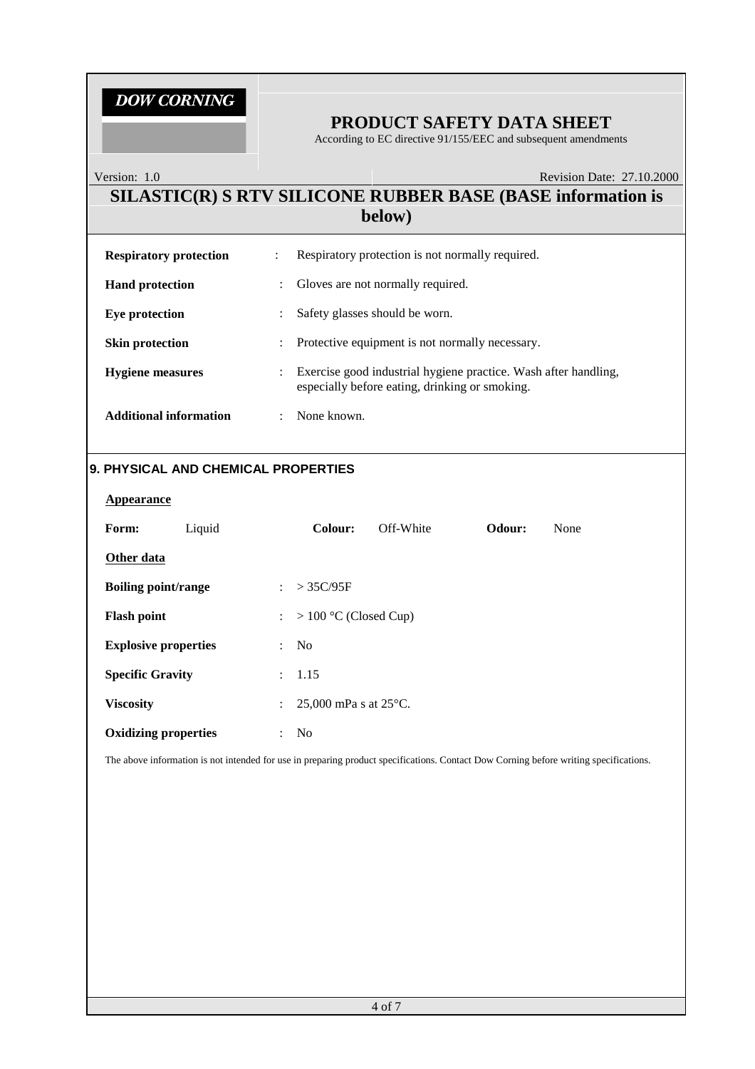| | | |
|---|---|---|
| **Respiratory protection** | : | Respiratory protection is not normally required. |
| **Hand protection** | : | Gloves are not normally required. |
| **Eye protection** | : | Safety glasses should be worn. |
| **Skin protection** | : | Protective equipment is not normally necessary. |
| **Hygiene measures** | : | Exercise good industrial hygiene practice. Wash after handling, especially before eating, drinking or smoking. |
| **Additional information** | : | None known. |

## 9. PHYSICAL AND CHEMICAL PROPERTIES

**Appearance**

**Form:** Liquid **Colour:** Off-White **Odour:** None

**Other data**

| | | |
|---|---|---|
| **Boiling point/range** | : | > 35C/95F |
| **Flash point** | : | > 100 °C (Closed Cup) |
| **Explosive properties** | : | No |
| **Specific Gravity** | : | 1.15 |
| **Viscosity** | : | 25,000 mPa s at 25°C. |
| **Oxidizing properties** | : | No |

The above information is not intended for use in preparing product specifications. Contact Dow Corning before writing specifications.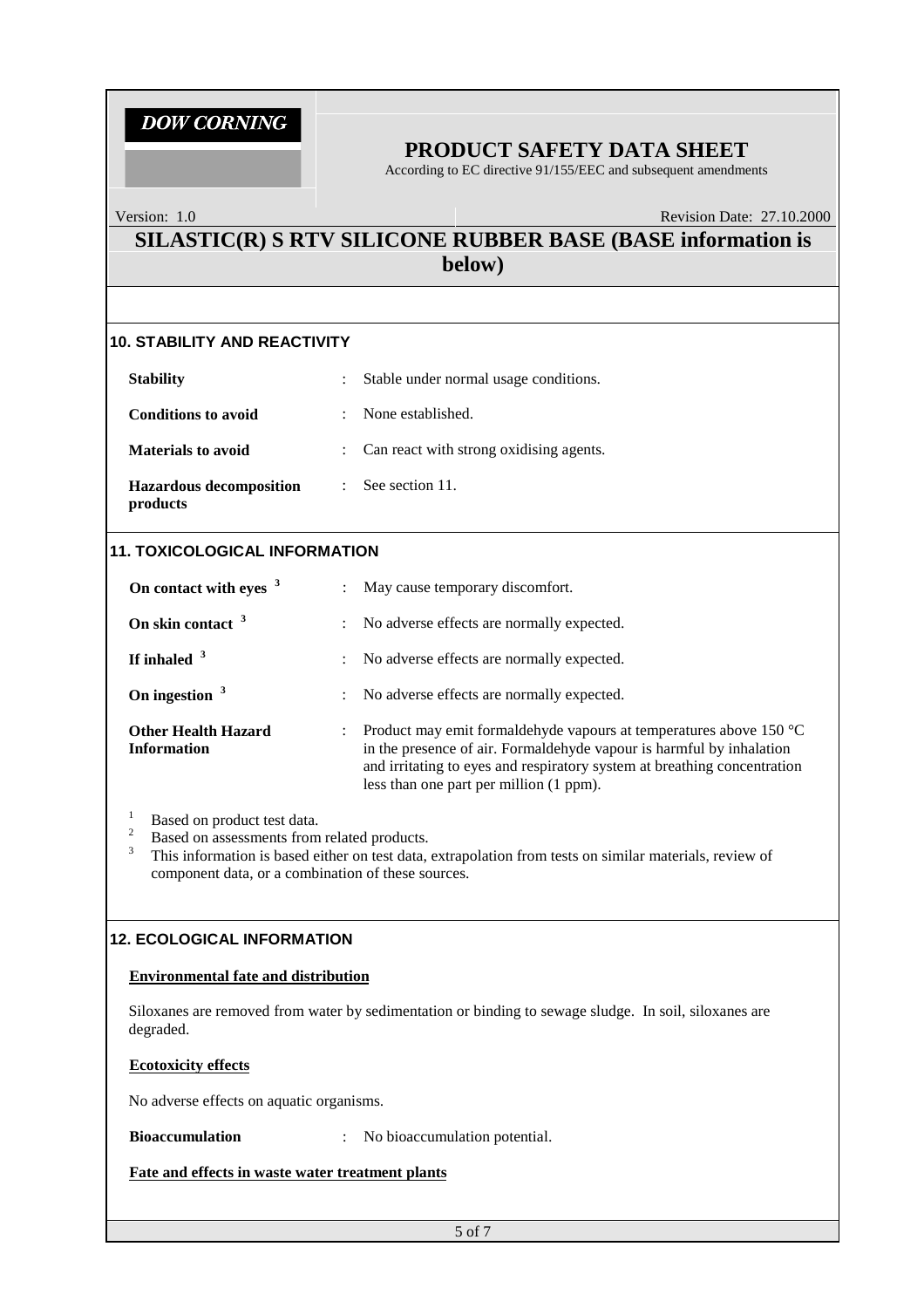## 10. STABILITY AND REACTIVITY

| | | |
|---|---|---|
| **Stability** | : | Stable under normal usage conditions. |
| **Conditions to avoid** | : | None established. |
| **Materials to avoid** | : | Can react with strong oxidising agents. |
| **Hazardous decomposition products** | : | See section 11. |

## 11. TOXICOLOGICAL INFORMATION

| | | |
|---|---|---|
| **On contact with eyes** [3] | : | May cause temporary discomfort. |
| **On skin contact** [3] | : | No adverse effects are normally expected. |
| **If inhaled** [3] | : | No adverse effects are normally expected. |
| **On ingestion** [3] | : | No adverse effects are normally expected. |
| **Other Health Hazard Information** | : | Product may emit formaldehyde vapours at temperatures above 150 °C in the presence of air. Formaldehyde vapour is harmful by inhalation and irritating to eyes and respiratory system at breathing concentration less than one part per million (1 ppm). |

[1] Based on product test data.
[2] Based on assessments from related products.
[3] This information is based either on test data, extrapolation from tests on similar materials, review of component data, or a combination of these sources.

## 12. ECOLOGICAL INFORMATION

**Environmental fate and distribution**

Siloxanes are removed from water by sedimentation or binding to sewage sludge. In soil, siloxanes are degraded.

**Ecotoxicity effects**

No adverse effects on aquatic organisms.

**Bioaccumulation** : No bioaccumulation potential.

**Fate and effects in waste water treatment plants**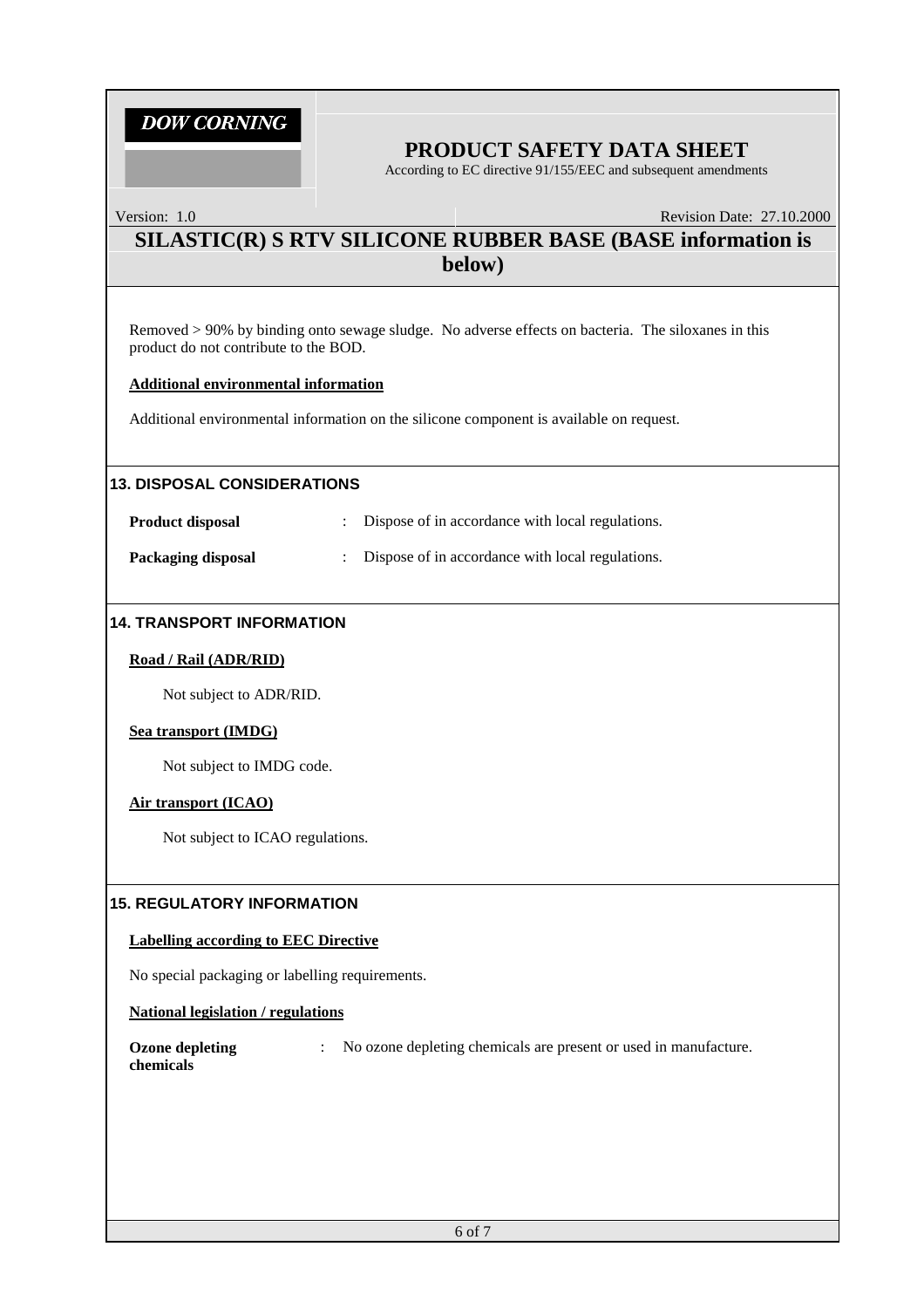Removed > 90% by binding onto sewage sludge. No adverse effects on bacteria. The siloxanes in this product do not contribute to the BOD.

**Additional environmental information**

Additional environmental information on the silicone component is available on request.

## 13. DISPOSAL CONSIDERATIONS

**Product disposal** : Dispose of in accordance with local regulations.

**Packaging disposal** : Dispose of in accordance with local regulations.

## 14. TRANSPORT INFORMATION

**Road / Rail (ADR/RID)**

Not subject to ADR/RID.

**Sea transport (IMDG)**

Not subject to IMDG code.

**Air transport (ICAO)**

Not subject to ICAO regulations.

## 15. REGULATORY INFORMATION

**Labelling according to EEC Directive**

No special packaging or labelling requirements.

**National legislation / regulations**

**Ozone depleting chemicals** : No ozone depleting chemicals are present or used in manufacture.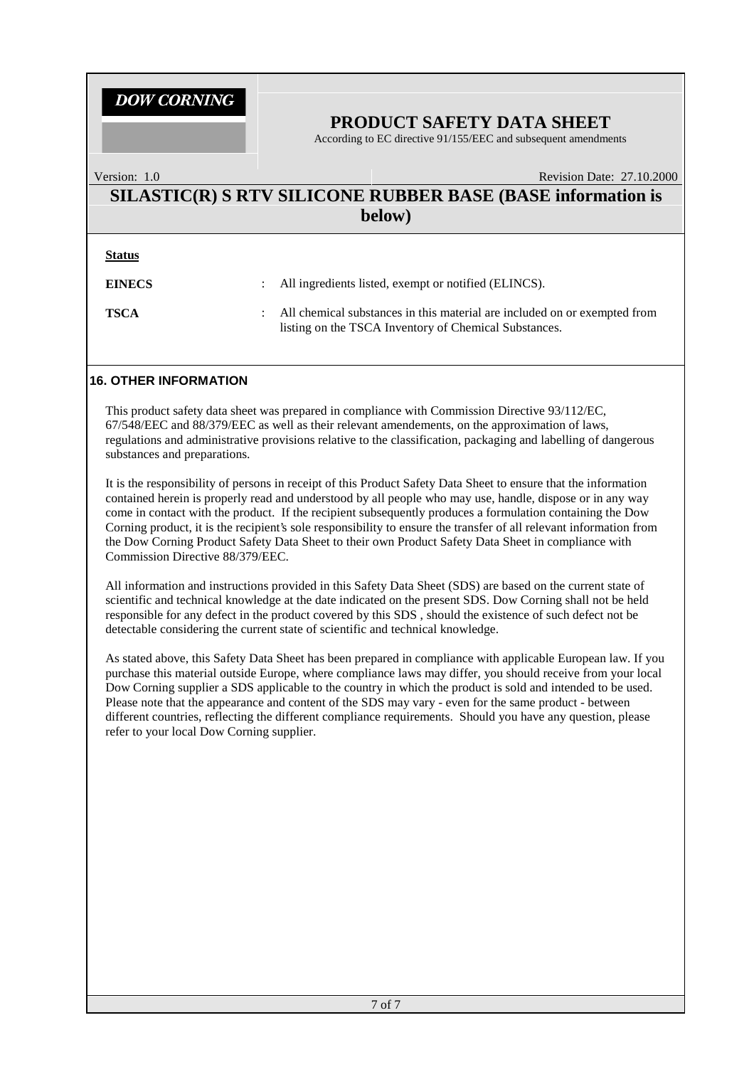**Status**

**EINECS** : All ingredients listed, exempt or notified (ELINCS).

**TSCA** : All chemical substances in this material are included on or exempted from listing on the TSCA Inventory of Chemical Substances.

## 16. OTHER INFORMATION

This product safety data sheet was prepared in compliance with Commission Directive 93/112/EC, 67/548/EEC and 88/379/EEC as well as their relevant amendements, on the approximation of laws, regulations and administrative provisions relative to the classification, packaging and labelling of dangerous substances and preparations.

It is the responsibility of persons in receipt of this Product Safety Data Sheet to ensure that the information contained herein is properly read and understood by all people who may use, handle, dispose or in any way come in contact with the product. If the recipient subsequently produces a formulation containing the Dow Corning product, it is the recipient's sole responsibility to ensure the transfer of all relevant information from the Dow Corning Product Safety Data Sheet to their own Product Safety Data Sheet in compliance with Commission Directive 88/379/EEC.

All information and instructions provided in this Safety Data Sheet (SDS) are based on the current state of scientific and technical knowledge at the date indicated on the present SDS. Dow Corning shall not be held responsible for any defect in the product covered by this SDS , should the existence of such defect not be detectable considering the current state of scientific and technical knowledge.

As stated above, this Safety Data Sheet has been prepared in compliance with applicable European law. If you purchase this material outside Europe, where compliance laws may differ, you should receive from your local Dow Corning supplier a SDS applicable to the country in which the product is sold and intended to be used. Please note that the appearance and content of the SDS may vary - even for the same product - between different countries, reflecting the different compliance requirements. Should you have any question, please refer to your local Dow Corning supplier.